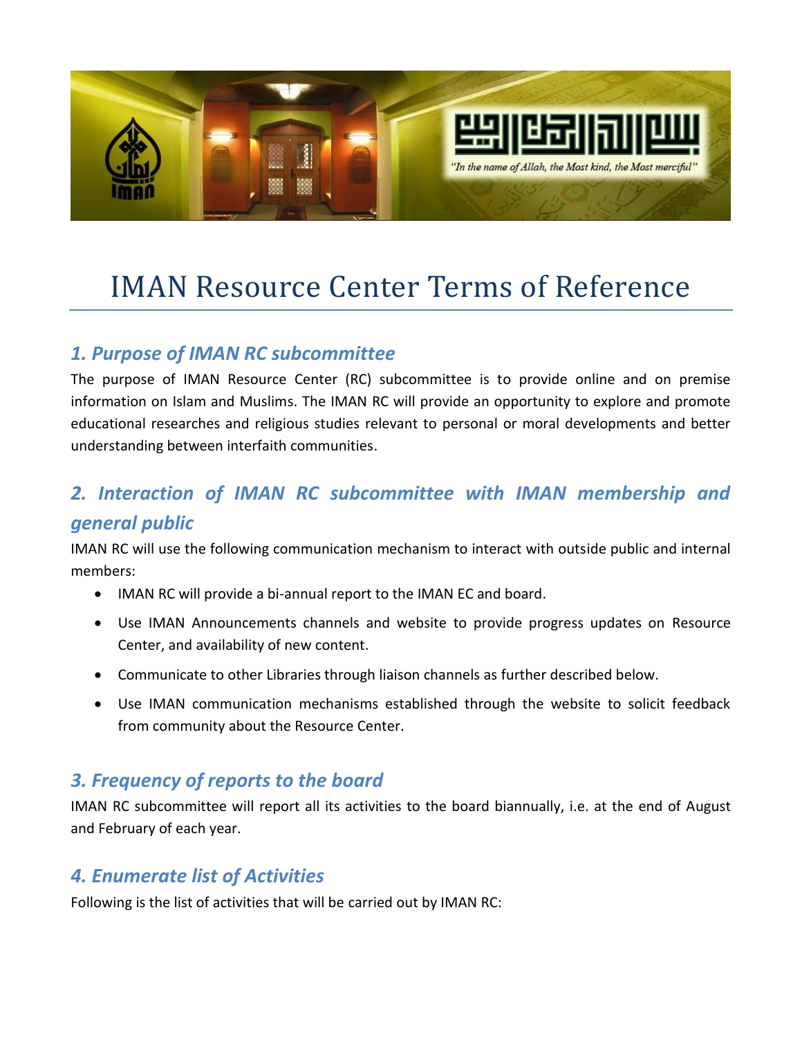# IMAN Resource Center Terms of Reference

## *1. Purpose of IMAN RC subcommittee*

The purpose of IMAN Resource Center (RC) subcommittee is to provide online and on premise information on Islam and Muslims. The IMAN RC will provide an opportunity to explore and promote educational researches and religious studies relevant to personal or moral developments and better understanding between interfaith communities.

## *2. Interaction of IMAN RC subcommittee with IMAN membership and general public*

IMAN RC will use the following communication mechanism to interact with outside public and internal members:

- IMAN RC will provide a bi-annual report to the IMAN EC and board.
- Use IMAN Announcements channels and website to provide progress updates on Resource Center, and availability of new content.
- Communicate to other Libraries through liaison channels as further described below.
- Use IMAN communication mechanisms established through the website to solicit feedback from community about the Resource Center.

## *3. Frequency of reports to the board*

IMAN RC subcommittee will report all its activities to the board biannually, i.e. at the end of August and February of each year.

## *4. Enumerate list of Activities*

Following is the list of activities that will be carried out by IMAN RC: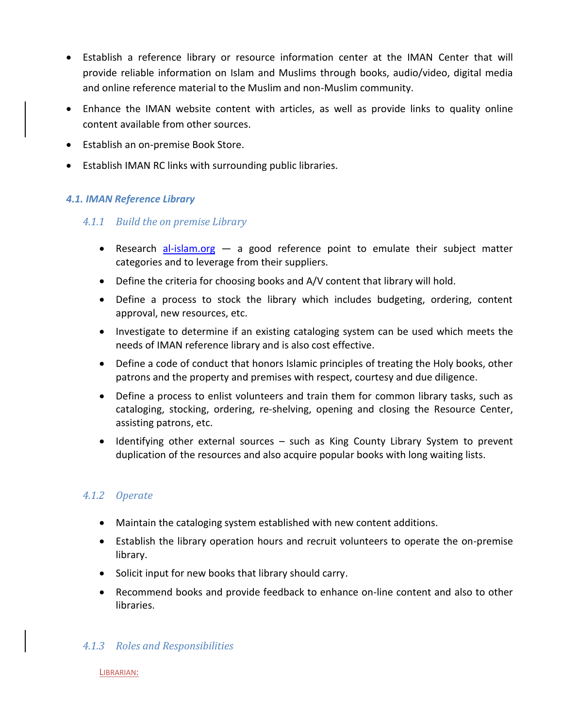- Establish a reference library or resource information center at the IMAN Center that will provide reliable information on Islam and Muslims through books, audio/video, digital media and online reference material to the Muslim and non-Muslim community.
- Enhance the IMAN website content with articles, as well as provide links to quality online content available from other sources.
- Establish an on-premise Book Store.
- Establish IMAN RC links with surrounding public libraries.

## *4.1. IMAN Reference Library*

### *4.1.1 Build the on premise Library*

- Research [al-islam.org](al-islam.org) — a good reference point to emulate their subject matter categories and to leverage from their suppliers.
- Define the criteria for choosing books and A/V content that library will hold.
- Define a process to stock the library which includes budgeting, ordering, content approval, new resources, etc.
- Investigate to determine if an existing cataloging system can be used which meets the needs of IMAN reference library and is also cost effective.
- Define a code of conduct that honors Islamic principles of treating the Holy books, other patrons and the property and premises with respect, courtesy and due diligence.
- Define a process to enlist volunteers and train them for common library tasks, such as cataloging, stocking, ordering, re-shelving, opening and closing the Resource Center, assisting patrons, etc.
- Identifying other external sources – such as King County Library System to prevent duplication of the resources and also acquire popular books with long waiting lists.

### *4.1.2 Operate*

- Maintain the cataloging system established with new content additions.
- Establish the library operation hours and recruit volunteers to operate the on-premise library.
- Solicit input for new books that library should carry.
- Recommend books and provide feedback to enhance on-line content and also to other libraries.

### *4.1.3 Roles and Responsibilities*

LIBRARIAN: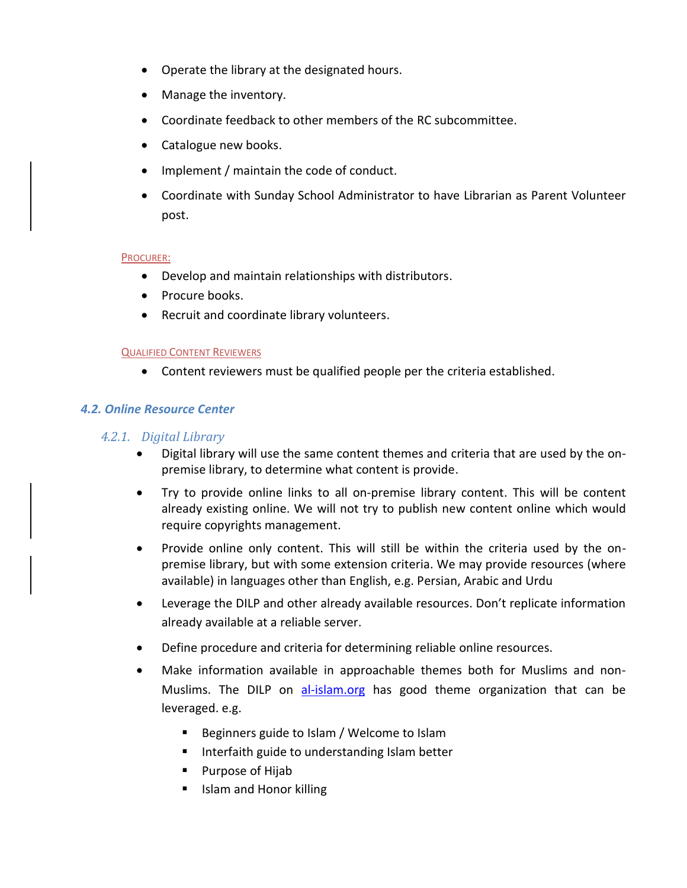- Operate the library at the designated hours.
- Manage the inventory.
- Coordinate feedback to other members of the RC subcommittee.
- Catalogue new books.
- Implement / maintain the code of conduct.
- Coordinate with Sunday School Administrator to have Librarian as Parent Volunteer post.

PROCURER:

- Develop and maintain relationships with distributors.
- Procure books.
- Recruit and coordinate library volunteers.

QUALIFIED CONTENT REVIEWERS

- Content reviewers must be qualified people per the criteria established.

### 4.2. Online Resource Center

#### 4.2.1. Digital Library

- Digital library will use the same content themes and criteria that are used by the on-premise library, to determine what content is provide.
- Try to provide online links to all on-premise library content. This will be content already existing online. We will not try to publish new content online which would require copyrights management.
- Provide online only content. This will still be within the criteria used by the on-premise library, but with some extension criteria. We may provide resources (where available) in languages other than English, e.g. Persian, Arabic and Urdu
- Leverage the DILP and other already available resources. Don't replicate information already available at a reliable server.
- Define procedure and criteria for determining reliable online resources.
- Make information available in approachable themes both for Muslims and non-Muslims. The DILP on [al-islam.org](al-islam.org) has good theme organization that can be leveraged. e.g.
    - Beginners guide to Islam / Welcome to Islam
    - Interfaith guide to understanding Islam better
    - Purpose of Hijab
    - Islam and Honor killing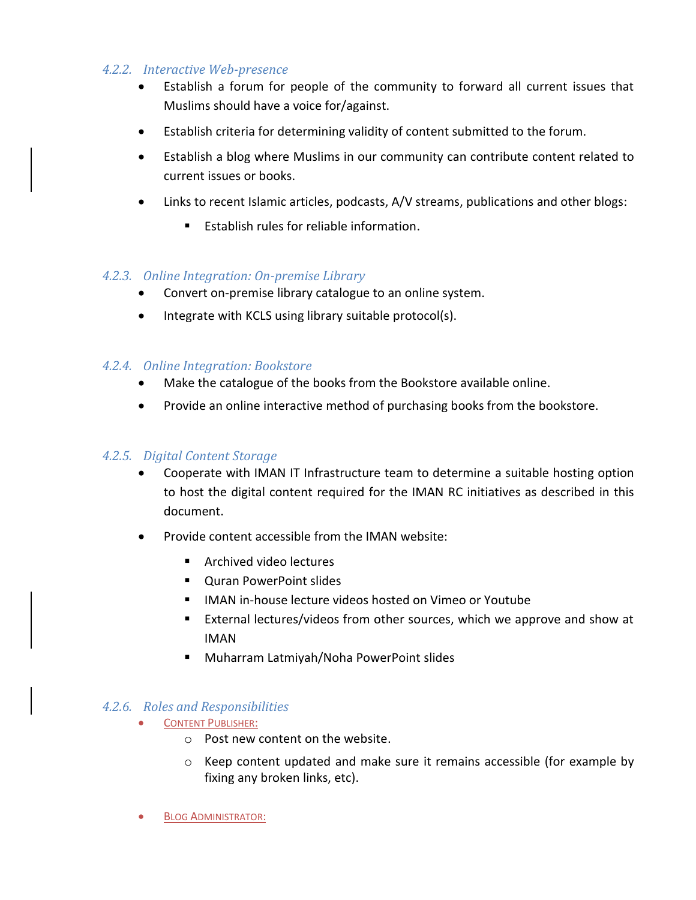#### 4.2.2. *Interactive Web-presence*

- Establish a forum for people of the community to forward all current issues that Muslims should have a voice for/against.
- Establish criteria for determining validity of content submitted to the forum.
- Establish a blog where Muslims in our community can contribute content related to current issues or books.
- Links to recent Islamic articles, podcasts, A/V streams, publications and other blogs:
  - Establish rules for reliable information.

#### 4.2.3. *Online Integration: On-premise Library*

- Convert on-premise library catalogue to an online system.
- Integrate with KCLS using library suitable protocol(s).

#### 4.2.4. *Online Integration: Bookstore*

- Make the catalogue of the books from the Bookstore available online.
- Provide an online interactive method of purchasing books from the bookstore.

#### 4.2.5. *Digital Content Storage*

- Cooperate with IMAN IT Infrastructure team to determine a suitable hosting option to host the digital content required for the IMAN RC initiatives as described in this document.
- Provide content accessible from the IMAN website:
  - Archived video lectures
  - Quran PowerPoint slides
  - IMAN in-house lecture videos hosted on Vimeo or Youtube
  - External lectures/videos from other sources, which we approve and show at IMAN
  - Muharram Latmiyah/Noha PowerPoint slides

#### 4.2.6. *Roles and Responsibilities*

- CONTENT PUBLISHER:
  - Post new content on the website.
  - Keep content updated and make sure it remains accessible (for example by fixing any broken links, etc).
- BLOG ADMINISTRATOR: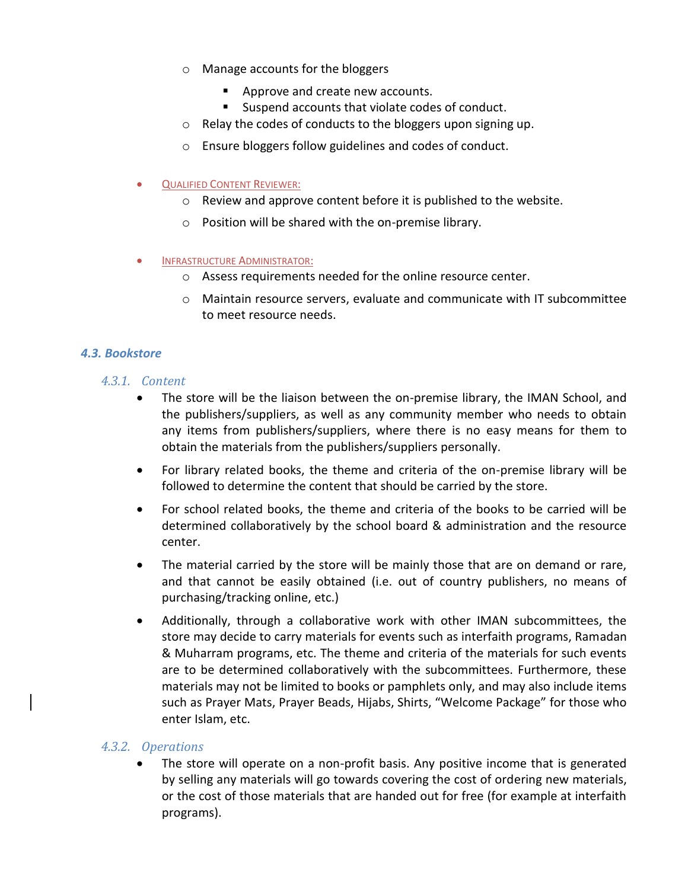- Manage accounts for the bloggers
    - Approve and create new accounts.
    - Suspend accounts that violate codes of conduct.
  - Relay the codes of conducts to the bloggers upon signing up.
  - Ensure bloggers follow guidelines and codes of conduct.

- QUALIFIED CONTENT REVIEWER:
  - Review and approve content before it is published to the website.
  - Position will be shared with the on-premise library.

- INFRASTRUCTURE ADMINISTRATOR:
  - Assess requirements needed for the online resource center.
  - Maintain resource servers, evaluate and communicate with IT subcommittee to meet resource needs.

### *4.3. Bookstore*

#### *4.3.1. Content*

- The store will be the liaison between the on-premise library, the IMAN School, and the publishers/suppliers, as well as any community member who needs to obtain any items from publishers/suppliers, where there is no easy means for them to obtain the materials from the publishers/suppliers personally.
- For library related books, the theme and criteria of the on-premise library will be followed to determine the content that should be carried by the store.
- For school related books, the theme and criteria of the books to be carried will be determined collaboratively by the school board & administration and the resource center.
- The material carried by the store will be mainly those that are on demand or rare, and that cannot be easily obtained (i.e. out of country publishers, no means of purchasing/tracking online, etc.)
- Additionally, through a collaborative work with other IMAN subcommittees, the store may decide to carry materials for events such as interfaith programs, Ramadan & Muharram programs, etc. The theme and criteria of the materials for such events are to be determined collaboratively with the subcommittees. Furthermore, these materials may not be limited to books or pamphlets only, and may also include items such as Prayer Mats, Prayer Beads, Hijabs, Shirts, "Welcome Package" for those who enter Islam, etc.

#### *4.3.2. Operations*

- The store will operate on a non-profit basis. Any positive income that is generated by selling any materials will go towards covering the cost of ordering new materials, or the cost of those materials that are handed out for free (for example at interfaith programs).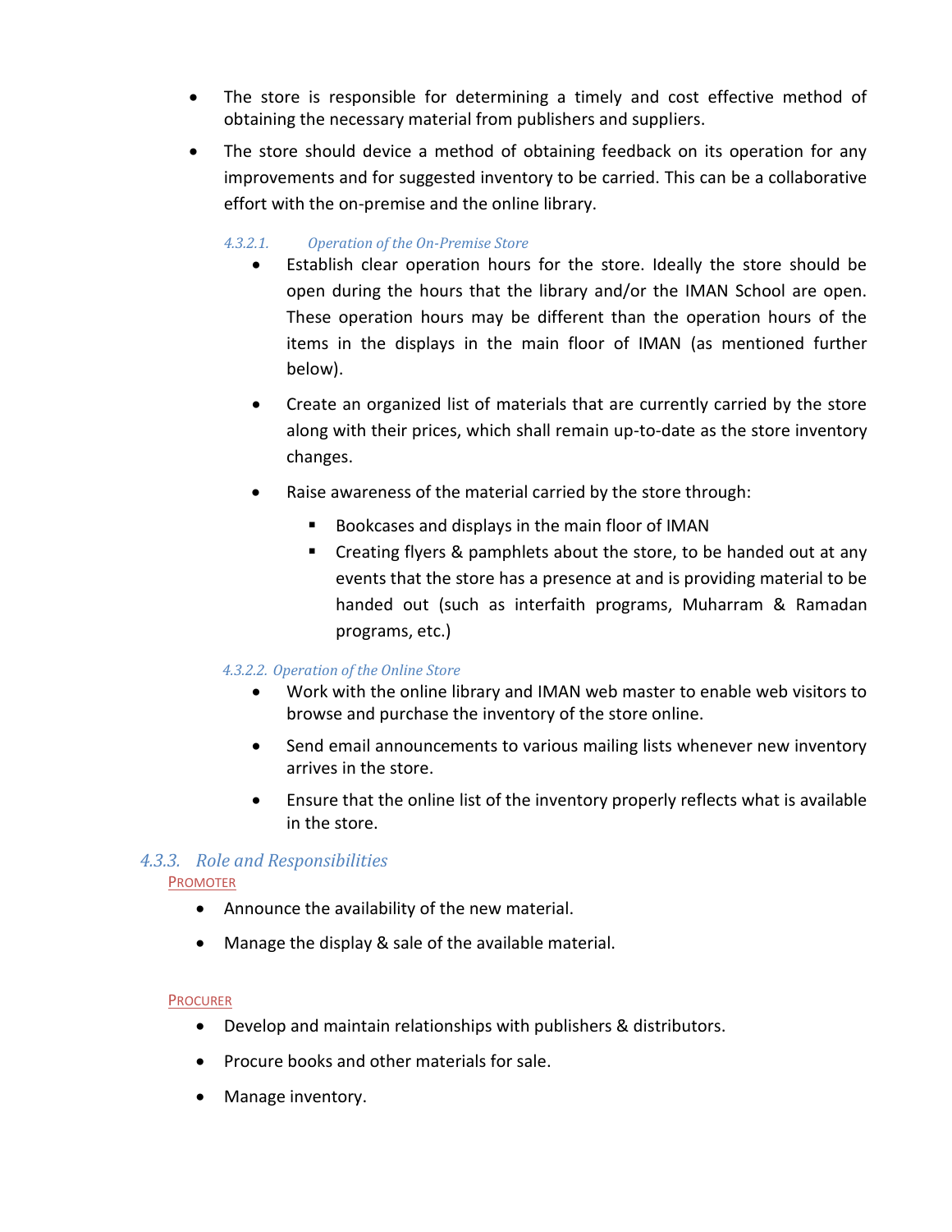- The store is responsible for determining a timely and cost effective method of obtaining the necessary material from publishers and suppliers.
- The store should device a method of obtaining feedback on its operation for any improvements and for suggested inventory to be carried. This can be a collaborative effort with the on-premise and the online library.

#### *4.3.2.1. Operation of the On-Premise Store*

- Establish clear operation hours for the store. Ideally the store should be open during the hours that the library and/or the IMAN School are open. These operation hours may be different than the operation hours of the items in the displays in the main floor of IMAN (as mentioned further below).
- Create an organized list of materials that are currently carried by the store along with their prices, which shall remain up-to-date as the store inventory changes.
- Raise awareness of the material carried by the store through:
  - Bookcases and displays in the main floor of IMAN
  - Creating flyers & pamphlets about the store, to be handed out at any events that the store has a presence at and is providing material to be handed out (such as interfaith programs, Muharram & Ramadan programs, etc.)

#### *4.3.2.2. Operation of the Online Store*

- Work with the online library and IMAN web master to enable web visitors to browse and purchase the inventory of the store online.
- Send email announcements to various mailing lists whenever new inventory arrives in the store.
- Ensure that the online list of the inventory properly reflects what is available in the store.

### *4.3.3. Role and Responsibilities*

PROMOTER

- Announce the availability of the new material.
- Manage the display & sale of the available material.

PROCURER

- Develop and maintain relationships with publishers & distributors.
- Procure books and other materials for sale.
- Manage inventory.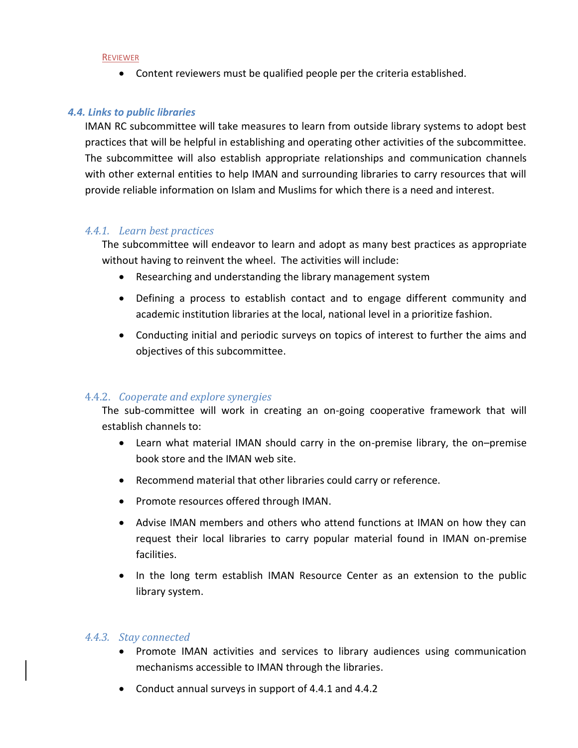REVIEWER

- Content reviewers must be qualified people per the criteria established.

### *4.4. Links to public libraries*

IMAN RC subcommittee will take measures to learn from outside library systems to adopt best practices that will be helpful in establishing and operating other activities of the subcommittee. The subcommittee will also establish appropriate relationships and communication channels with other external entities to help IMAN and surrounding libraries to carry resources that will provide reliable information on Islam and Muslims for which there is a need and interest.

#### *4.4.1. Learn best practices*

The subcommittee will endeavor to learn and adopt as many best practices as appropriate without having to reinvent the wheel. The activities will include:

- Researching and understanding the library management system
- Defining a process to establish contact and to engage different community and academic institution libraries at the local, national level in a prioritize fashion.
- Conducting initial and periodic surveys on topics of interest to further the aims and objectives of this subcommittee.

#### *4.4.2. Cooperate and explore synergies*

The sub-committee will work in creating an on-going cooperative framework that will establish channels to:

- Learn what material IMAN should carry in the on-premise library, the on–premise book store and the IMAN web site.
- Recommend material that other libraries could carry or reference.
- Promote resources offered through IMAN.
- Advise IMAN members and others who attend functions at IMAN on how they can request their local libraries to carry popular material found in IMAN on-premise facilities.
- In the long term establish IMAN Resource Center as an extension to the public library system.

#### *4.4.3. Stay connected*

- Promote IMAN activities and services to library audiences using communication mechanisms accessible to IMAN through the libraries.
- Conduct annual surveys in support of 4.4.1 and 4.4.2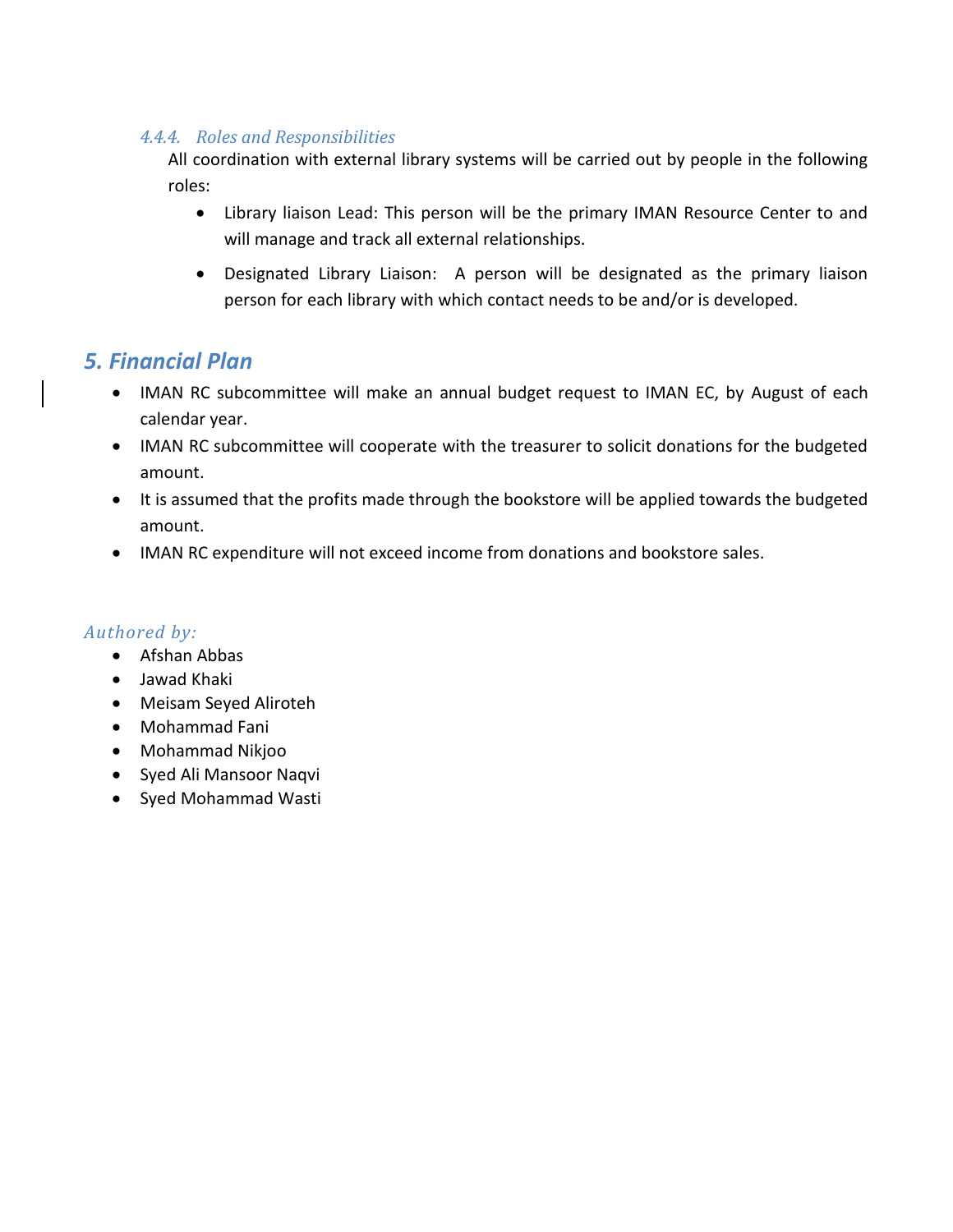#### 4.4.4. *Roles and Responsibilities*

All coordination with external library systems will be carried out by people in the following roles:

- Library liaison Lead: This person will be the primary IMAN Resource Center to and will manage and track all external relationships.
- Designated Library Liaison: A person will be designated as the primary liaison person for each library with which contact needs to be and/or is developed.

## *5. Financial Plan*

- IMAN RC subcommittee will make an annual budget request to IMAN EC, by August of each calendar year.
- IMAN RC subcommittee will cooperate with the treasurer to solicit donations for the budgeted amount.
- It is assumed that the profits made through the bookstore will be applied towards the budgeted amount.
- IMAN RC expenditure will not exceed income from donations and bookstore sales.

*Authored by:*

- Afshan Abbas
- Jawad Khaki
- Meisam Seyed Aliroteh
- Mohammad Fani
- Mohammad Nikjoo
- Syed Ali Mansoor Naqvi
- Syed Mohammad Wasti